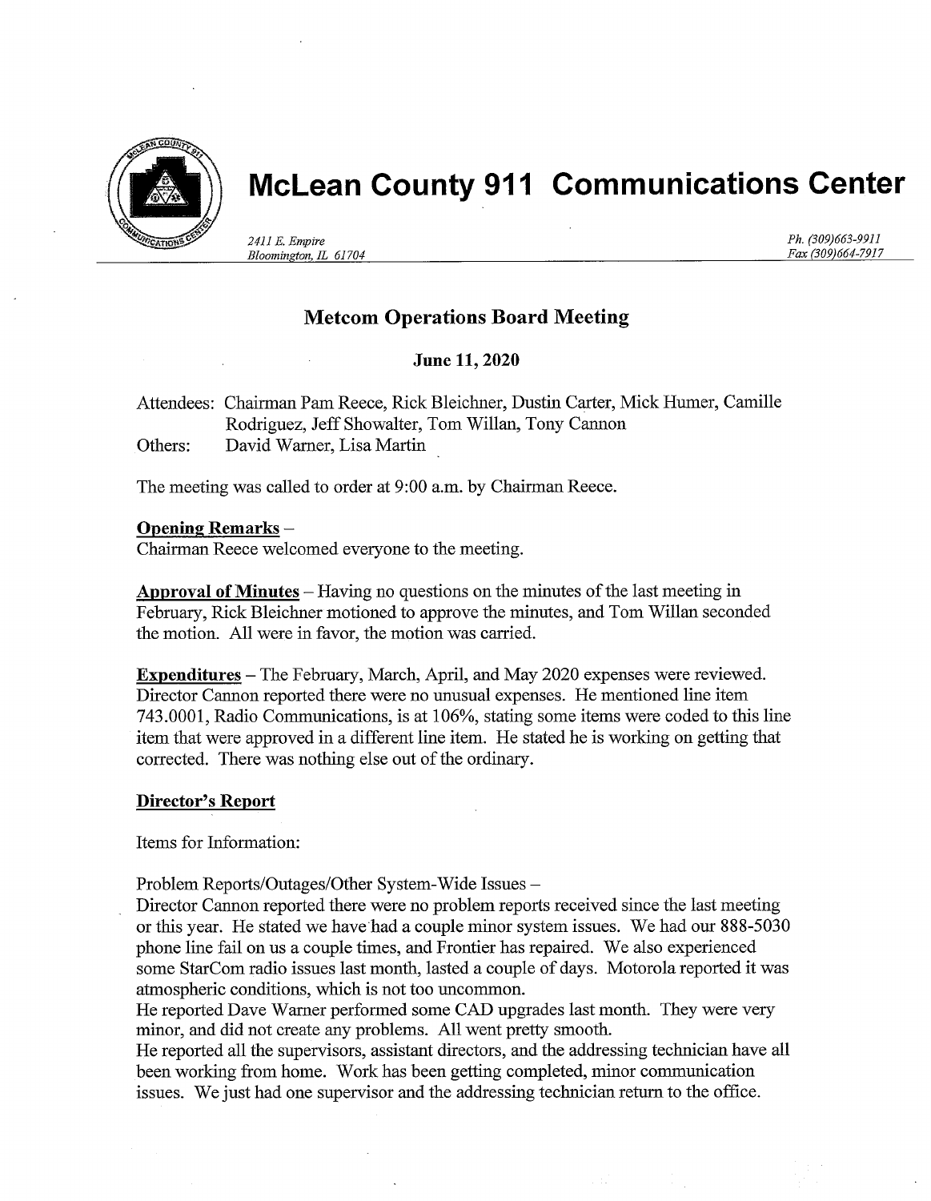// McLean County 911 Communications Center

2411 E. Empire
Bloomington, IL 61704

Ph. (309)663-9911
Fax (309)664-7917

## Metcom Operations Board Meeting

**June 11, 2020**

Attendees: Chairman Pam Reece, Rick Bleichner, Dustin Carter, Mick Humer, Camille Rodriguez, Jeff Showalter, Tom Willan, Tony Cannon
Others: David Warner, Lisa Martin

The meeting was called to order at 9:00 a.m. by Chairman Reece.

**Opening Remarks** –
Chairman Reece welcomed everyone to the meeting.

**Approval of Minutes** – Having no questions on the minutes of the last meeting in February, Rick Bleichner motioned to approve the minutes, and Tom Willan seconded the motion. All were in favor, the motion was carried.

**Expenditures** – The February, March, April, and May 2020 expenses were reviewed. Director Cannon reported there were no unusual expenses. He mentioned line item 743.0001, Radio Communications, is at 106%, stating some items were coded to this line item that were approved in a different line item. He stated he is working on getting that corrected. There was nothing else out of the ordinary.

**Director's Report**

Items for Information:

Problem Reports/Outages/Other System-Wide Issues –
Director Cannon reported there were no problem reports received since the last meeting or this year. He stated we have had a couple minor system issues. We had our 888-5030 phone line fail on us a couple times, and Frontier has repaired. We also experienced some StarCom radio issues last month, lasted a couple of days. Motorola reported it was atmospheric conditions, which is not too uncommon.
He reported Dave Warner performed some CAD upgrades last month. They were very minor, and did not create any problems. All went pretty smooth.
He reported all the supervisors, assistant directors, and the addressing technician have all been working from home. Work has been getting completed, minor communication issues. We just had one supervisor and the addressing technician return to the office.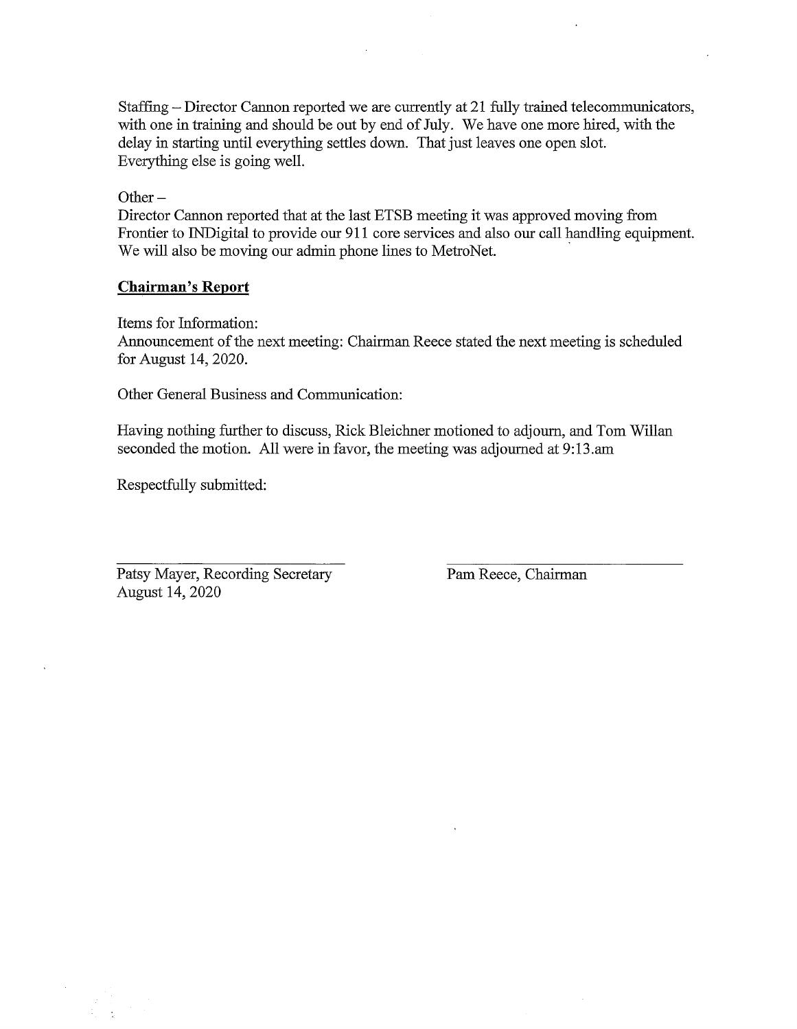Staffing – Director Cannon reported we are currently at 21 fully trained telecommunicators, with one in training and should be out by end of July. We have one more hired, with the delay in starting until everything settles down. That just leaves one open slot. Everything else is going well.

Other –

Director Cannon reported that at the last ETSB meeting it was approved moving from Frontier to INDigital to provide our 911 core services and also our call handling equipment. We will also be moving our admin phone lines to MetroNet.

**Chairman's Report**

Items for Information:

Announcement of the next meeting: Chairman Reece stated the next meeting is scheduled for August 14, 2020.

Other General Business and Communication:

Having nothing further to discuss, Rick Bleichner motioned to adjourn, and Tom Willan seconded the motion. All were in favor, the meeting was adjourned at 9:13.am

Respectfully submitted:

Patsy Mayer, Recording Secretary
August 14, 2020

Pam Reece, Chairman